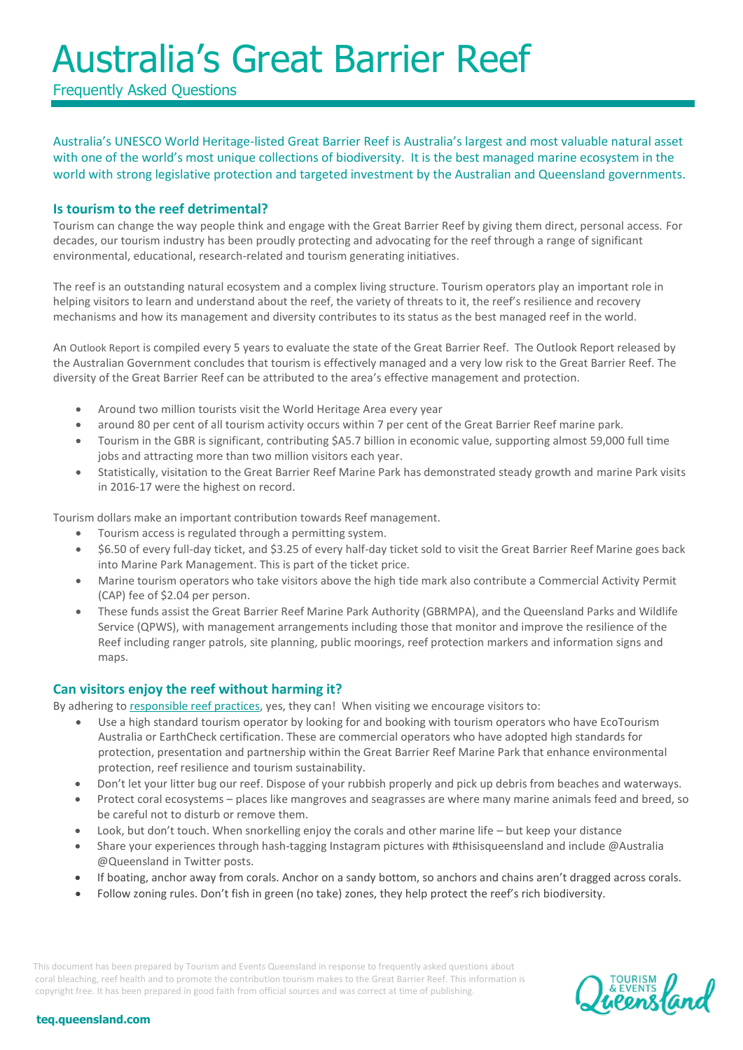# Australia's Great Barrier Reef

Frequently Asked Questions

Australia's UNESCO World Heritage-listed Great Barrier Reef is Australia's largest and most valuable natural asset with one of the world's most unique collections of biodiversity. It is the best managed marine ecosystem in the world with strong legislative protection and targeted investment by the Australian and Queensland governments.

### Is tourism to the reef detrimental?

Tourism can change the way people think and engage with the Great Barrier Reef by giving them direct, personal access. For decades, our tourism industry has been proudly protecting and advocating for the reef through a range of significant environmental, educational, research-related and tourism generating initiatives.

The reef is an outstanding natural ecosystem and a complex living structure. Tourism operators play an important role in helping visitors to learn and understand about the reef, the variety of threats to it, the reef's resilience and recovery mechanisms and how its management and diversity contributes to its status as the best managed reef in the world.

An Outlook Report is compiled every 5 years to evaluate the state of the Great Barrier Reef. The Outlook Report released by the Australian Government concludes that tourism is effectively managed and a very low risk to the Great Barrier Reef. The diversity of the Great Barrier Reef can be attributed to the area's effective management and protection.

- Around two million tourists visit the World Heritage Area every year
- around 80 per cent of all tourism activity occurs within 7 per cent of the Great Barrier Reef marine park.
- Tourism in the GBR is significant, contributing $A5.7 billion in economic value, supporting almost 59,000 full time jobs and attracting more than two million visitors each year.
- Statistically, visitation to the Great Barrier Reef Marine Park has demonstrated steady growth and marine Park visits in 2016-17 were the highest on record.

Tourism dollars make an important contribution towards Reef management.

- Tourism access is regulated through a permitting system.
- $6.50 of every full-day ticket, and $3.25 of every half-day ticket sold to visit the Great Barrier Reef Marine goes back into Marine Park Management. This is part of the ticket price.
- Marine tourism operators who take visitors above the high tide mark also contribute a Commercial Activity Permit (CAP) fee of $2.04 per person.
- These funds assist the Great Barrier Reef Marine Park Authority (GBRMPA), and the Queensland Parks and Wildlife Service (QPWS), with management arrangements including those that monitor and improve the resilience of the Reef including ranger patrols, site planning, public moorings, reef protection markers and information signs and maps.

### Can visitors enjoy the reef without harming it?

By adhering to responsible reef practices, yes, they can! When visiting we encourage visitors to:

- Use a high standard tourism operator by looking for and booking with tourism operators who have EcoTourism Australia or EarthCheck certification. These are commercial operators who have adopted high standards for protection, presentation and partnership within the Great Barrier Reef Marine Park that enhance environmental protection, reef resilience and tourism sustainability.
- Don't let your litter bug our reef. Dispose of your rubbish properly and pick up debris from beaches and waterways.
- Protect coral ecosystems – places like mangroves and seagrasses are where many marine animals feed and breed, so be careful not to disturb or remove them.
- Look, but don't touch. When snorkelling enjoy the corals and other marine life – but keep your distance
- Share your experiences through hash-tagging Instagram pictures with #thisisqueensland and include @Australia @Queensland in Twitter posts.
- If boating, anchor away from corals. Anchor on a sandy bottom, so anchors and chains aren't dragged across corals.
- Follow zoning rules. Don't fish in green (no take) zones, they help protect the reef's rich biodiversity.

This document has been prepared by Tourism and Events Queensland in response to frequently asked questions about coral bleaching, reef health and to promote the contribution tourism makes to the Great Barrier Reef. This information is copyright free. It has been prepared in good faith from official sources and was correct at time of publishing.

Tourism & Events Queensland

teq.queensland.com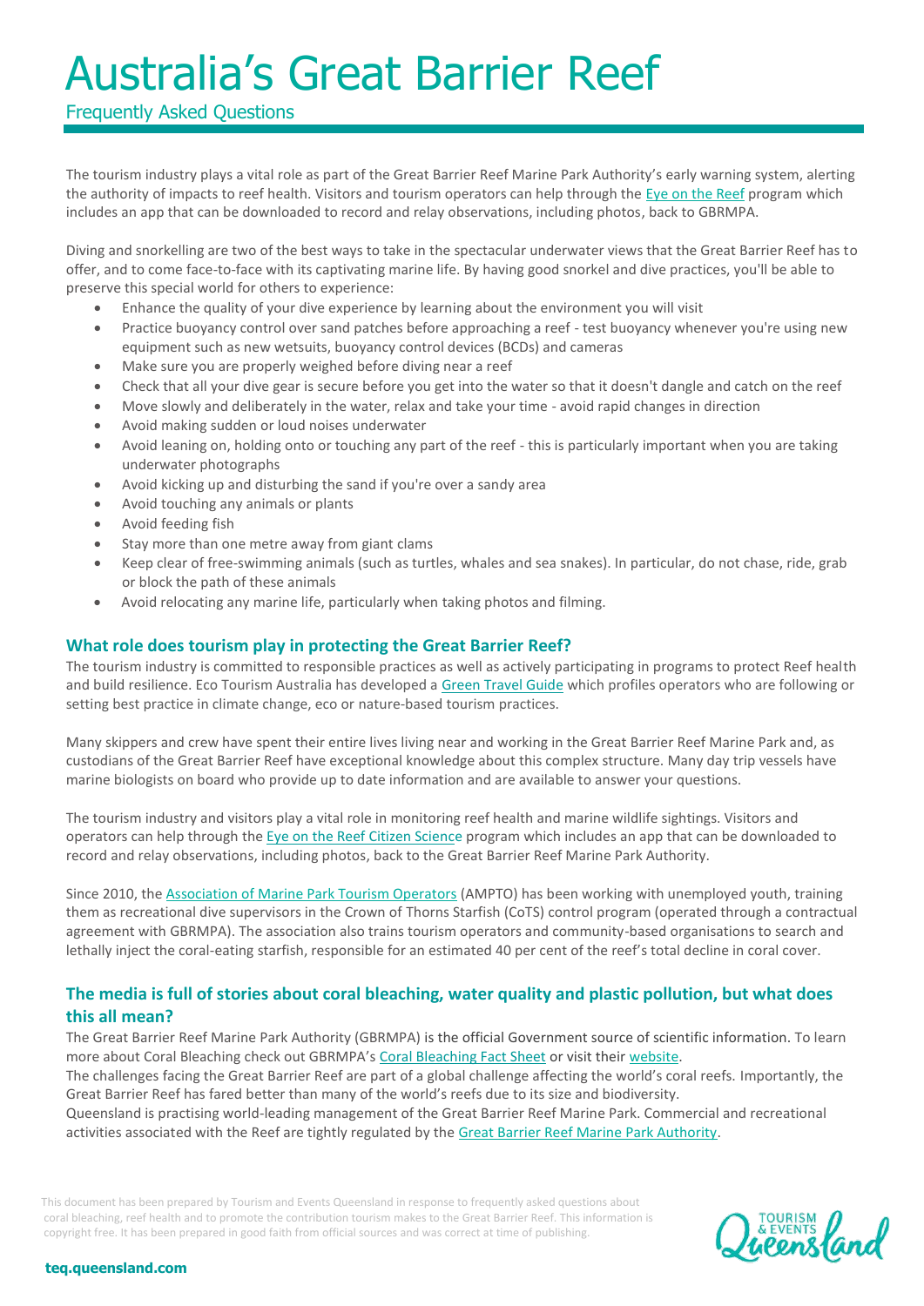# Australia's Great Barrier Reef

Frequently Asked Questions

The tourism industry plays a vital role as part of the Great Barrier Reef Marine Park Authority's early warning system, alerting the authority of impacts to reef health. Visitors and tourism operators can help through the Eye on the Reef program which includes an app that can be downloaded to record and relay observations, including photos, back to GBRMPA.

Diving and snorkelling are two of the best ways to take in the spectacular underwater views that the Great Barrier Reef has to offer, and to come face-to-face with its captivating marine life. By having good snorkel and dive practices, you'll be able to preserve this special world for others to experience:

- Enhance the quality of your dive experience by learning about the environment you will visit
- Practice buoyancy control over sand patches before approaching a reef - test buoyancy whenever you're using new equipment such as new wetsuits, buoyancy control devices (BCDs) and cameras
- Make sure you are properly weighed before diving near a reef
- Check that all your dive gear is secure before you get into the water so that it doesn't dangle and catch on the reef
- Move slowly and deliberately in the water, relax and take your time - avoid rapid changes in direction
- Avoid making sudden or loud noises underwater
- Avoid leaning on, holding onto or touching any part of the reef - this is particularly important when you are taking underwater photographs
- Avoid kicking up and disturbing the sand if you're over a sandy area
- Avoid touching any animals or plants
- Avoid feeding fish
- Stay more than one metre away from giant clams
- Keep clear of free-swimming animals (such as turtles, whales and sea snakes). In particular, do not chase, ride, grab or block the path of these animals
- Avoid relocating any marine life, particularly when taking photos and filming.

## What role does tourism play in protecting the Great Barrier Reef?

The tourism industry is committed to responsible practices as well as actively participating in programs to protect Reef health and build resilience. Eco Tourism Australia has developed a Green Travel Guide which profiles operators who are following or setting best practice in climate change, eco or nature-based tourism practices.

Many skippers and crew have spent their entire lives living near and working in the Great Barrier Reef Marine Park and, as custodians of the Great Barrier Reef have exceptional knowledge about this complex structure. Many day trip vessels have marine biologists on board who provide up to date information and are available to answer your questions.

The tourism industry and visitors play a vital role in monitoring reef health and marine wildlife sightings. Visitors and operators can help through the Eye on the Reef Citizen Science program which includes an app that can be downloaded to record and relay observations, including photos, back to the Great Barrier Reef Marine Park Authority.

Since 2010, the Association of Marine Park Tourism Operators (AMPTO) has been working with unemployed youth, training them as recreational dive supervisors in the Crown of Thorns Starfish (CoTS) control program (operated through a contractual agreement with GBRMPA). The association also trains tourism operators and community-based organisations to search and lethally inject the coral-eating starfish, responsible for an estimated 40 per cent of the reef's total decline in coral cover.

## The media is full of stories about coral bleaching, water quality and plastic pollution, but what does this all mean?

The Great Barrier Reef Marine Park Authority (GBRMPA) is the official Government source of scientific information. To learn more about Coral Bleaching check out GBRMPA's Coral Bleaching Fact Sheet or visit their website.

The challenges facing the Great Barrier Reef are part of a global challenge affecting the world's coral reefs. Importantly, the Great Barrier Reef has fared better than many of the world's reefs due to its size and biodiversity.

Queensland is practising world-leading management of the Great Barrier Reef Marine Park. Commercial and recreational activities associated with the Reef are tightly regulated by the Great Barrier Reef Marine Park Authority.

This document has been prepared by Tourism and Events Queensland in response to frequently asked questions about coral bleaching, reef health and to promote the contribution tourism makes to the Great Barrier Reef. This information is copyright free. It has been prepared in good faith from official sources and was correct at time of publishing.

teq.queensland.com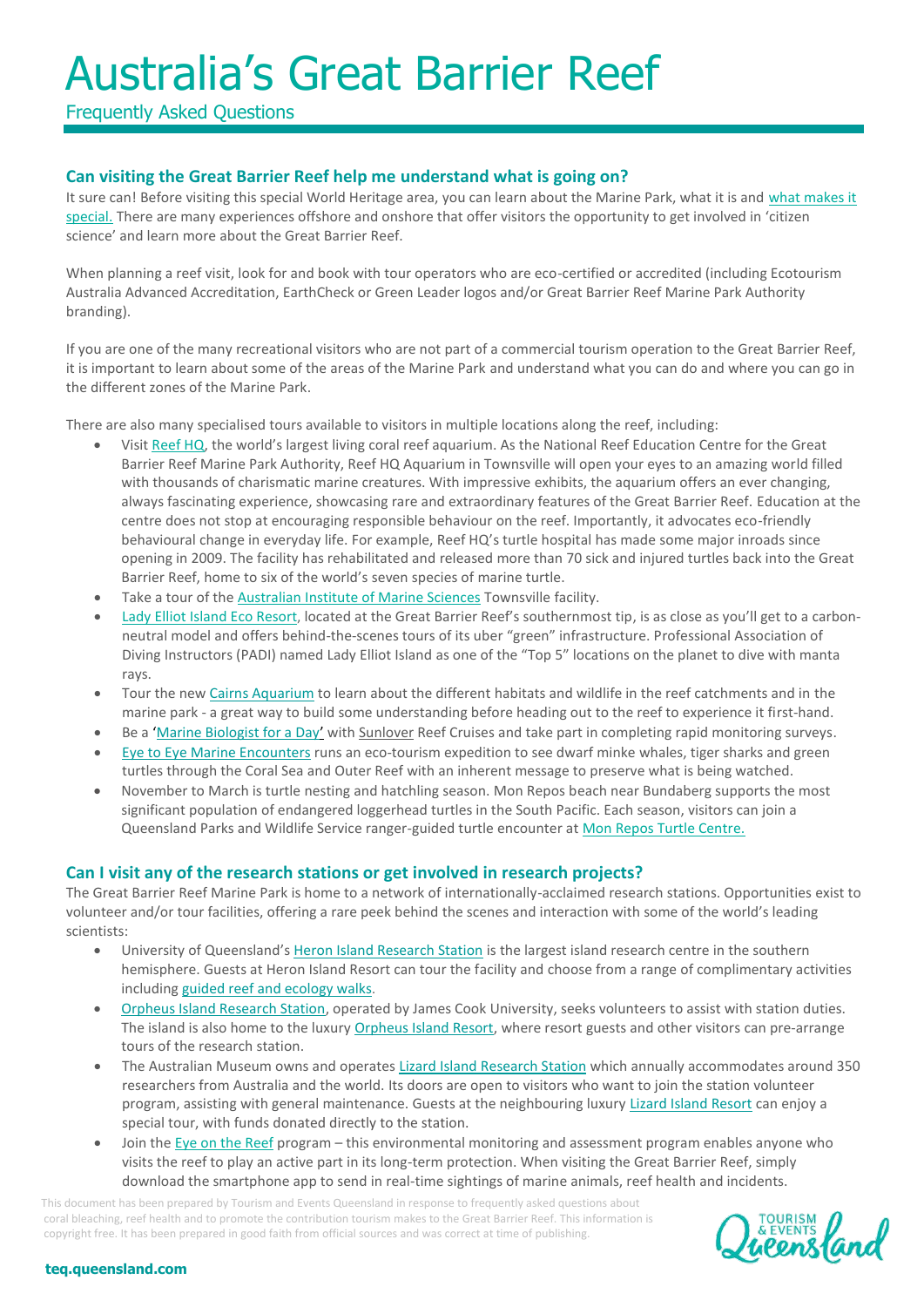# Australia's Great Barrier Reef

Frequently Asked Questions

### Can visiting the Great Barrier Reef help me understand what is going on?

It sure can! Before visiting this special World Heritage area, you can learn about the Marine Park, what it is and what makes it special. There are many experiences offshore and onshore that offer visitors the opportunity to get involved in 'citizen science' and learn more about the Great Barrier Reef.

When planning a reef visit, look for and book with tour operators who are eco-certified or accredited (including Ecotourism Australia Advanced Accreditation, EarthCheck or Green Leader logos and/or Great Barrier Reef Marine Park Authority branding).

If you are one of the many recreational visitors who are not part of a commercial tourism operation to the Great Barrier Reef, it is important to learn about some of the areas of the Marine Park and understand what you can do and where you can go in the different zones of the Marine Park.

There are also many specialised tours available to visitors in multiple locations along the reef, including:

- Visit Reef HQ, the world's largest living coral reef aquarium. As the National Reef Education Centre for the Great Barrier Reef Marine Park Authority, Reef HQ Aquarium in Townsville will open your eyes to an amazing world filled with thousands of charismatic marine creatures. With impressive exhibits, the aquarium offers an ever changing, always fascinating experience, showcasing rare and extraordinary features of the Great Barrier Reef. Education at the centre does not stop at encouraging responsible behaviour on the reef. Importantly, it advocates eco-friendly behavioural change in everyday life. For example, Reef HQ's turtle hospital has made some major inroads since opening in 2009. The facility has rehabilitated and released more than 70 sick and injured turtles back into the Great Barrier Reef, home to six of the world's seven species of marine turtle.
- Take a tour of the Australian Institute of Marine Sciences Townsville facility.
- Lady Elliot Island Eco Resort, located at the Great Barrier Reef's southernmost tip, is as close as you'll get to a carbon-neutral model and offers behind-the-scenes tours of its uber "green" infrastructure. Professional Association of Diving Instructors (PADI) named Lady Elliot Island as one of the "Top 5" locations on the planet to dive with manta rays.
- Tour the new Cairns Aquarium to learn about the different habitats and wildlife in the reef catchments and in the marine park - a great way to build some understanding before heading out to the reef to experience it first-hand.
- Be a 'Marine Biologist for a Day' with Sunlover Reef Cruises and take part in completing rapid monitoring surveys.
- Eye to Eye Marine Encounters runs an eco-tourism expedition to see dwarf minke whales, tiger sharks and green turtles through the Coral Sea and Outer Reef with an inherent message to preserve what is being watched.
- November to March is turtle nesting and hatchling season. Mon Repos beach near Bundaberg supports the most significant population of endangered loggerhead turtles in the South Pacific. Each season, visitors can join a Queensland Parks and Wildlife Service ranger-guided turtle encounter at Mon Repos Turtle Centre.

### Can I visit any of the research stations or get involved in research projects?

The Great Barrier Reef Marine Park is home to a network of internationally-acclaimed research stations. Opportunities exist to volunteer and/or tour facilities, offering a rare peek behind the scenes and interaction with some of the world's leading scientists:

- University of Queensland's Heron Island Research Station is the largest island research centre in the southern hemisphere. Guests at Heron Island Resort can tour the facility and choose from a range of complimentary activities including guided reef and ecology walks.
- Orpheus Island Research Station, operated by James Cook University, seeks volunteers to assist with station duties. The island is also home to the luxury Orpheus Island Resort, where resort guests and other visitors can pre-arrange tours of the research station.
- The Australian Museum owns and operates Lizard Island Research Station which annually accommodates around 350 researchers from Australia and the world. Its doors are open to visitors who want to join the station volunteer program, assisting with general maintenance. Guests at the neighbouring luxury Lizard Island Resort can enjoy a special tour, with funds donated directly to the station.
- Join the Eye on the Reef program – this environmental monitoring and assessment program enables anyone who visits the reef to play an active part in its long-term protection. When visiting the Great Barrier Reef, simply download the smartphone app to send in real-time sightings of marine animals, reef health and incidents.

This document has been prepared by Tourism and Events Queensland in response to frequently asked questions about coral bleaching, reef health and to promote the contribution tourism makes to the Great Barrier Reef. This information is copyright free. It has been prepared in good faith from official sources and was correct at time of publishing.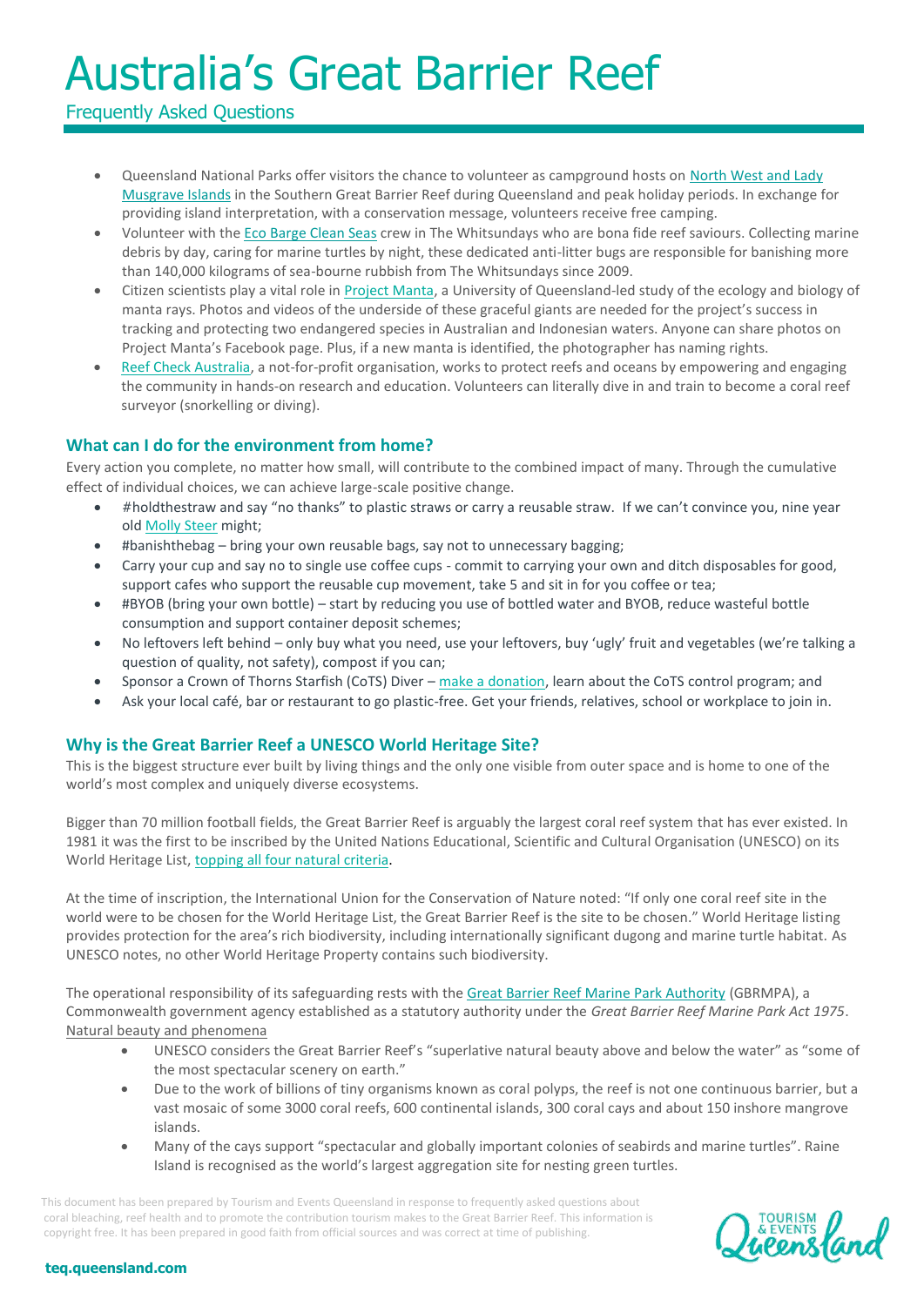- Queensland National Parks offer visitors the chance to volunteer as campground hosts on North West and Lady Musgrave Islands in the Southern Great Barrier Reef during Queensland and peak holiday periods. In exchange for providing island interpretation, with a conservation message, volunteers receive free camping.
- Volunteer with the Eco Barge Clean Seas crew in The Whitsundays who are bona fide reef saviours. Collecting marine debris by day, caring for marine turtles by night, these dedicated anti-litter bugs are responsible for banishing more than 140,000 kilograms of sea-bourne rubbish from The Whitsundays since 2009.
- Citizen scientists play a vital role in Project Manta, a University of Queensland-led study of the ecology and biology of manta rays. Photos and videos of the underside of these graceful giants are needed for the project's success in tracking and protecting two endangered species in Australian and Indonesian waters. Anyone can share photos on Project Manta's Facebook page. Plus, if a new manta is identified, the photographer has naming rights.
- Reef Check Australia, a not-for-profit organisation, works to protect reefs and oceans by empowering and engaging the community in hands-on research and education. Volunteers can literally dive in and train to become a coral reef surveyor (snorkelling or diving).

## What can I do for the environment from home?

Every action you complete, no matter how small, will contribute to the combined impact of many. Through the cumulative effect of individual choices, we can achieve large-scale positive change.

- #holdthestraw and say "no thanks" to plastic straws or carry a reusable straw. If we can't convince you, nine year old Molly Steer might;
- #banishthebag – bring your own reusable bags, say not to unnecessary bagging;
- Carry your cup and say no to single use coffee cups - commit to carrying your own and ditch disposables for good, support cafes who support the reusable cup movement, take 5 and sit in for you coffee or tea;
- #BYOB (bring your own bottle) – start by reducing you use of bottled water and BYOB, reduce wasteful bottle consumption and support container deposit schemes;
- No leftovers left behind – only buy what you need, use your leftovers, buy 'ugly' fruit and vegetables (we're talking a question of quality, not safety), compost if you can;
- Sponsor a Crown of Thorns Starfish (CoTS) Diver – make a donation, learn about the CoTS control program; and
- Ask your local café, bar or restaurant to go plastic-free. Get your friends, relatives, school or workplace to join in.

## Why is the Great Barrier Reef a UNESCO World Heritage Site?

This is the biggest structure ever built by living things and the only one visible from outer space and is home to one of the world's most complex and uniquely diverse ecosystems.

Bigger than 70 million football fields, the Great Barrier Reef is arguably the largest coral reef system that has ever existed. In 1981 it was the first to be inscribed by the United Nations Educational, Scientific and Cultural Organisation (UNESCO) on its World Heritage List, topping all four natural criteria.

At the time of inscription, the International Union for the Conservation of Nature noted: "If only one coral reef site in the world were to be chosen for the World Heritage List, the Great Barrier Reef is the site to be chosen." World Heritage listing provides protection for the area's rich biodiversity, including internationally significant dugong and marine turtle habitat. As UNESCO notes, no other World Heritage Property contains such biodiversity.

The operational responsibility of its safeguarding rests with the Great Barrier Reef Marine Park Authority (GBRMPA), a Commonwealth government agency established as a statutory authority under the *Great Barrier Reef Marine Park Act 1975*.

Natural beauty and phenomena

- UNESCO considers the Great Barrier Reef's "superlative natural beauty above and below the water" as "some of the most spectacular scenery on earth."
- Due to the work of billions of tiny organisms known as coral polyps, the reef is not one continuous barrier, but a vast mosaic of some 3000 coral reefs, 600 continental islands, 300 coral cays and about 150 inshore mangrove islands.
- Many of the cays support "spectacular and globally important colonies of seabirds and marine turtles". Raine Island is recognised as the world's largest aggregation site for nesting green turtles.

This document has been prepared by Tourism and Events Queensland in response to frequently asked questions about coral bleaching, reef health and to promote the contribution tourism makes to the Great Barrier Reef. This information is copyright free. It has been prepared in good faith from official sources and was correct at time of publishing.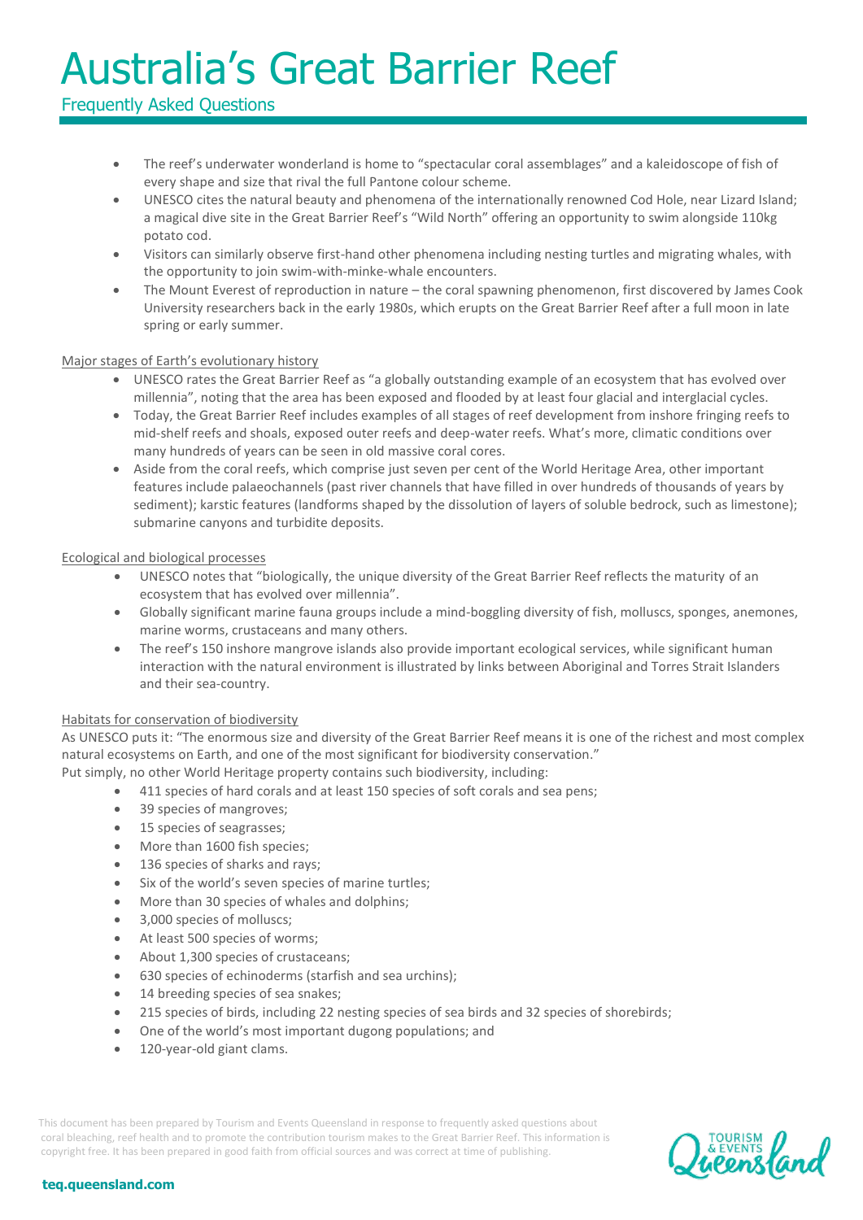# Australia's Great Barrier Reef

## Frequently Asked Questions

- The reef's underwater wonderland is home to "spectacular coral assemblages" and a kaleidoscope of fish of every shape and size that rival the full Pantone colour scheme.
- UNESCO cites the natural beauty and phenomena of the internationally renowned Cod Hole, near Lizard Island; a magical dive site in the Great Barrier Reef's "Wild North" offering an opportunity to swim alongside 110kg potato cod.
- Visitors can similarly observe first-hand other phenomena including nesting turtles and migrating whales, with the opportunity to join swim-with-minke-whale encounters.
- The Mount Everest of reproduction in nature – the coral spawning phenomenon, first discovered by James Cook University researchers back in the early 1980s, which erupts on the Great Barrier Reef after a full moon in late spring or early summer.

Major stages of Earth's evolutionary history

- UNESCO rates the Great Barrier Reef as "a globally outstanding example of an ecosystem that has evolved over millennia", noting that the area has been exposed and flooded by at least four glacial and interglacial cycles.
- Today, the Great Barrier Reef includes examples of all stages of reef development from inshore fringing reefs to mid-shelf reefs and shoals, exposed outer reefs and deep-water reefs. What's more, climatic conditions over many hundreds of years can be seen in old massive coral cores.
- Aside from the coral reefs, which comprise just seven per cent of the World Heritage Area, other important features include palaeochannels (past river channels that have filled in over hundreds of thousands of years by sediment); karstic features (landforms shaped by the dissolution of layers of soluble bedrock, such as limestone); submarine canyons and turbidite deposits.

Ecological and biological processes

- UNESCO notes that "biologically, the unique diversity of the Great Barrier Reef reflects the maturity of an ecosystem that has evolved over millennia".
- Globally significant marine fauna groups include a mind-boggling diversity of fish, molluscs, sponges, anemones, marine worms, crustaceans and many others.
- The reef's 150 inshore mangrove islands also provide important ecological services, while significant human interaction with the natural environment is illustrated by links between Aboriginal and Torres Strait Islanders and their sea-country.

Habitats for conservation of biodiversity

As UNESCO puts it: "The enormous size and diversity of the Great Barrier Reef means it is one of the richest and most complex natural ecosystems on Earth, and one of the most significant for biodiversity conservation."
Put simply, no other World Heritage property contains such biodiversity, including:

- 411 species of hard corals and at least 150 species of soft corals and sea pens;
- 39 species of mangroves;
- 15 species of seagrasses;
- More than 1600 fish species;
- 136 species of sharks and rays;
- Six of the world's seven species of marine turtles;
- More than 30 species of whales and dolphins;
- 3,000 species of molluscs;
- At least 500 species of worms;
- About 1,300 species of crustaceans;
- 630 species of echinoderms (starfish and sea urchins);
- 14 breeding species of sea snakes;
- 215 species of birds, including 22 nesting species of sea birds and 32 species of shorebirds;
- One of the world's most important dugong populations; and
- 120-year-old giant clams.

This document has been prepared by Tourism and Events Queensland in response to frequently asked questions about coral bleaching, reef health and to promote the contribution tourism makes to the Great Barrier Reef. This information is copyright free. It has been prepared in good faith from official sources and was correct at time of publishing.

teq.queensland.com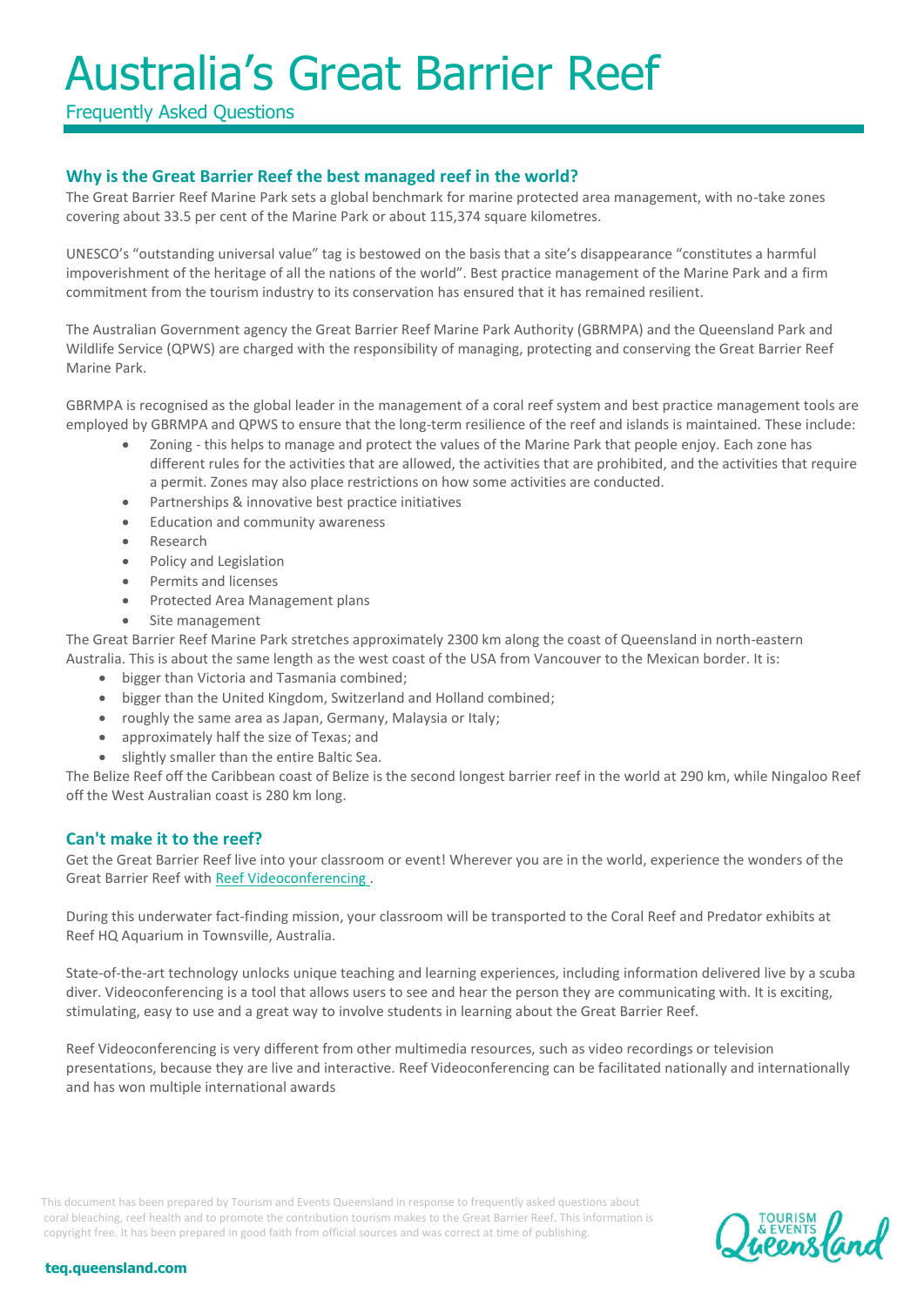# Australia's Great Barrier Reef

Frequently Asked Questions

## Why is the Great Barrier Reef the best managed reef in the world?

The Great Barrier Reef Marine Park sets a global benchmark for marine protected area management, with no-take zones covering about 33.5 per cent of the Marine Park or about 115,374 square kilometres.

UNESCO's "outstanding universal value" tag is bestowed on the basis that a site's disappearance "constitutes a harmful impoverishment of the heritage of all the nations of the world". Best practice management of the Marine Park and a firm commitment from the tourism industry to its conservation has ensured that it has remained resilient.

The Australian Government agency the Great Barrier Reef Marine Park Authority (GBRMPA) and the Queensland Park and Wildlife Service (QPWS) are charged with the responsibility of managing, protecting and conserving the Great Barrier Reef Marine Park.

GBRMPA is recognised as the global leader in the management of a coral reef system and best practice management tools are employed by GBRMPA and QPWS to ensure that the long-term resilience of the reef and islands is maintained. These include:

- Zoning - this helps to manage and protect the values of the Marine Park that people enjoy. Each zone has different rules for the activities that are allowed, the activities that are prohibited, and the activities that require a permit. Zones may also place restrictions on how some activities are conducted.
- Partnerships & innovative best practice initiatives
- Education and community awareness
- Research
- Policy and Legislation
- Permits and licenses
- Protected Area Management plans
- Site management

The Great Barrier Reef Marine Park stretches approximately 2300 km along the coast of Queensland in north-eastern Australia. This is about the same length as the west coast of the USA from Vancouver to the Mexican border. It is:

- bigger than Victoria and Tasmania combined;
- bigger than the United Kingdom, Switzerland and Holland combined;
- roughly the same area as Japan, Germany, Malaysia or Italy;
- approximately half the size of Texas; and
- slightly smaller than the entire Baltic Sea.

The Belize Reef off the Caribbean coast of Belize is the second longest barrier reef in the world at 290 km, while Ningaloo Reef off the West Australian coast is 280 km long.

## Can't make it to the reef?

Get the Great Barrier Reef live into your classroom or event! Wherever you are in the world, experience the wonders of the Great Barrier Reef with Reef Videoconferencing .

During this underwater fact-finding mission, your classroom will be transported to the Coral Reef and Predator exhibits at Reef HQ Aquarium in Townsville, Australia.

State-of-the-art technology unlocks unique teaching and learning experiences, including information delivered live by a scuba diver. Videoconferencing is a tool that allows users to see and hear the person they are communicating with. It is exciting, stimulating, easy to use and a great way to involve students in learning about the Great Barrier Reef.

Reef Videoconferencing is very different from other multimedia resources, such as video recordings or television presentations, because they are live and interactive. Reef Videoconferencing can be facilitated nationally and internationally and has won multiple international awards

This document has been prepared by Tourism and Events Queensland in response to frequently asked questions about coral bleaching, reef health and to promote the contribution tourism makes to the Great Barrier Reef. This information is copyright free. It has been prepared in good faith from official sources and was correct at time of publishing.

teq.queensland.com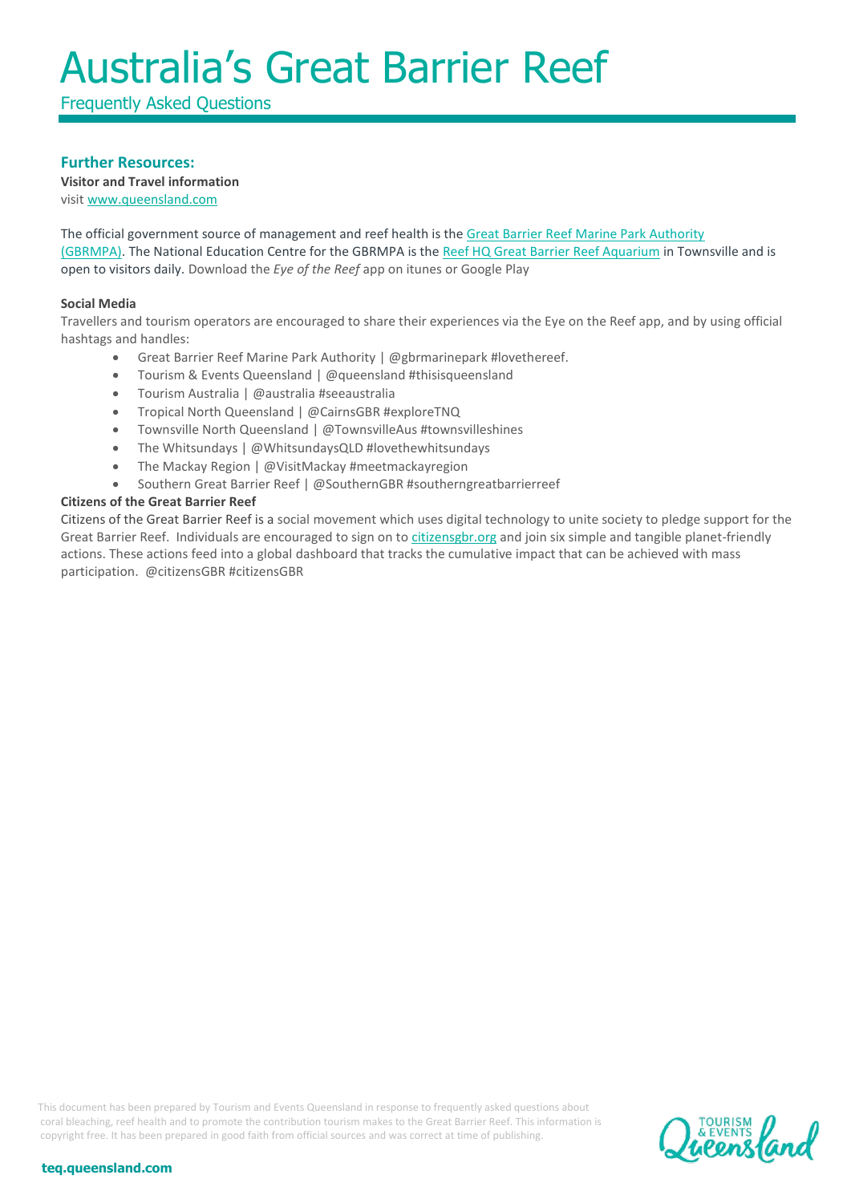# Australia's Great Barrier Reef

Frequently Asked Questions

## Further Resources:

**Visitor and Travel information**
visit www.queensland.com

The official government source of management and reef health is the Great Barrier Reef Marine Park Authority (GBRMPA). The National Education Centre for the GBRMPA is the Reef HQ Great Barrier Reef Aquarium in Townsville and is open to visitors daily. Download the *Eye of the Reef* app on itunes or Google Play

**Social Media**

Travellers and tourism operators are encouraged to share their experiences via the Eye on the Reef app, and by using official hashtags and handles:

- Great Barrier Reef Marine Park Authority | @gbrmarinepark #lovethereef.
- Tourism & Events Queensland | @queensland #thisisqueensland
- Tourism Australia | @australia #seeaustralia
- Tropical North Queensland | @CairnsGBR #exploreTNQ
- Townsville North Queensland | @TownsvilleAus #townsvilleshines
- The Whitsundays | @WhitsundaysQLD #lovethewhitsundays
- The Mackay Region | @VisitMackay #meetmackayregion
- Southern Great Barrier Reef | @SouthernGBR #southerngreatbarrierreef

**Citizens of the Great Barrier Reef**

Citizens of the Great Barrier Reef is a social movement which uses digital technology to unite society to pledge support for the Great Barrier Reef. Individuals are encouraged to sign on to citizensgbr.org and join six simple and tangible planet-friendly actions. These actions feed into a global dashboard that tracks the cumulative impact that can be achieved with mass participation. @citizensGBR #citizensGBR

This document has been prepared by Tourism and Events Queensland in response to frequently asked questions about coral bleaching, reef health and to promote the contribution tourism makes to the Great Barrier Reef. This information is copyright free. It has been prepared in good faith from official sources and was correct at time of publishing.

teq.queensland.com